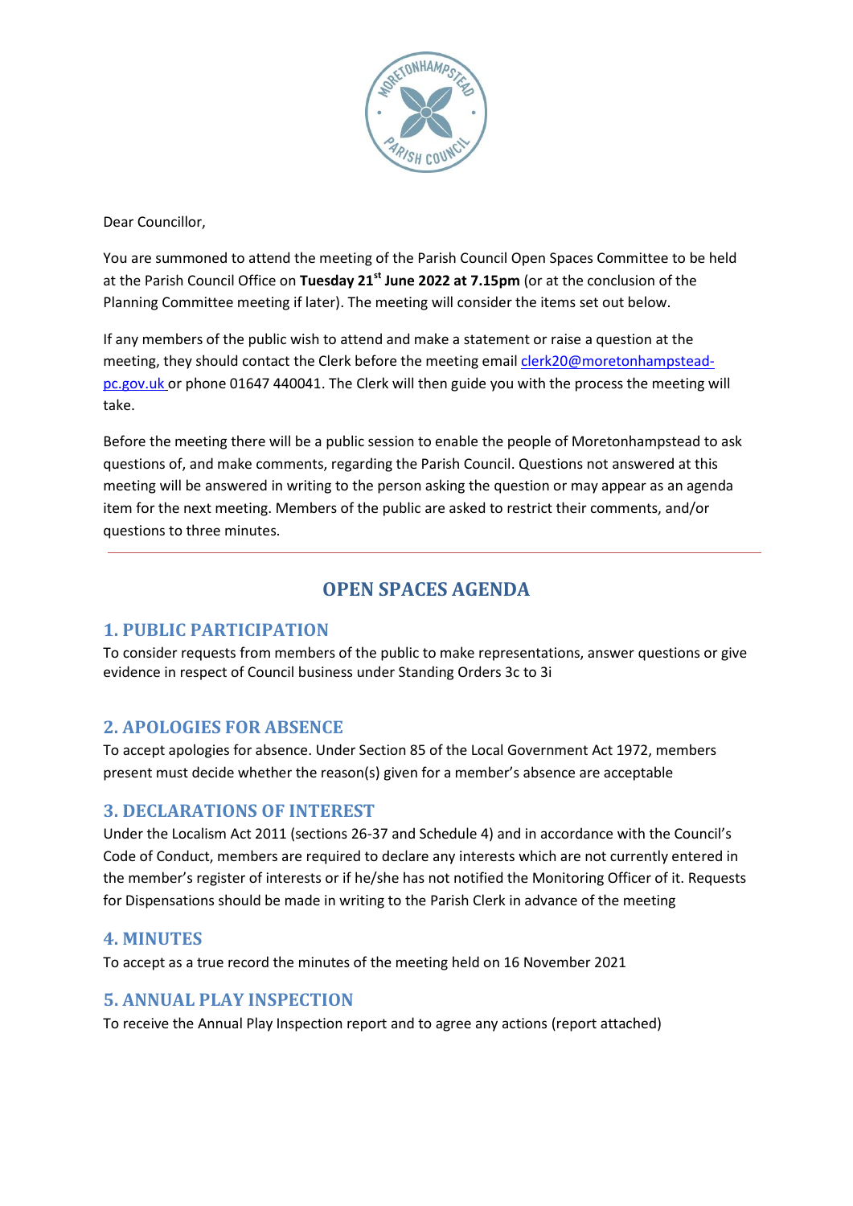Dear Councillor,

You are summoned to attend the meeting of the Parish Council Open Spaces Committee to be held at the Parish Council Office on **Tuesday 21st June 2022 at 7.15pm** (or at the conclusion of the Planning Committee meeting if later). The meeting will consider the items set out below.

If any members of the public wish to attend and make a statement or raise a question at the meeting, they should contact the Clerk before the meeting email clerk20@moretonhampstead-pc.gov.uk or phone 01647 440041. The Clerk will then guide you with the process the meeting will take.

Before the meeting there will be a public session to enable the people of Moretonhampstead to ask questions of, and make comments, regarding the Parish Council. Questions not answered at this meeting will be answered in writing to the person asking the question or may appear as an agenda item for the next meeting. Members of the public are asked to restrict their comments, and/or questions to three minutes.

---

# OPEN SPACES AGENDA

## 1. PUBLIC PARTICIPATION

To consider requests from members of the public to make representations, answer questions or give evidence in respect of Council business under Standing Orders 3c to 3i

## 2. APOLOGIES FOR ABSENCE

To accept apologies for absence. Under Section 85 of the Local Government Act 1972, members present must decide whether the reason(s) given for a member's absence are acceptable

## 3. DECLARATIONS OF INTEREST

Under the Localism Act 2011 (sections 26-37 and Schedule 4) and in accordance with the Council's Code of Conduct, members are required to declare any interests which are not currently entered in the member's register of interests or if he/she has not notified the Monitoring Officer of it. Requests for Dispensations should be made in writing to the Parish Clerk in advance of the meeting

## 4. MINUTES

To accept as a true record the minutes of the meeting held on 16 November 2021

## 5. ANNUAL PLAY INSPECTION

To receive the Annual Play Inspection report and to agree any actions (report attached)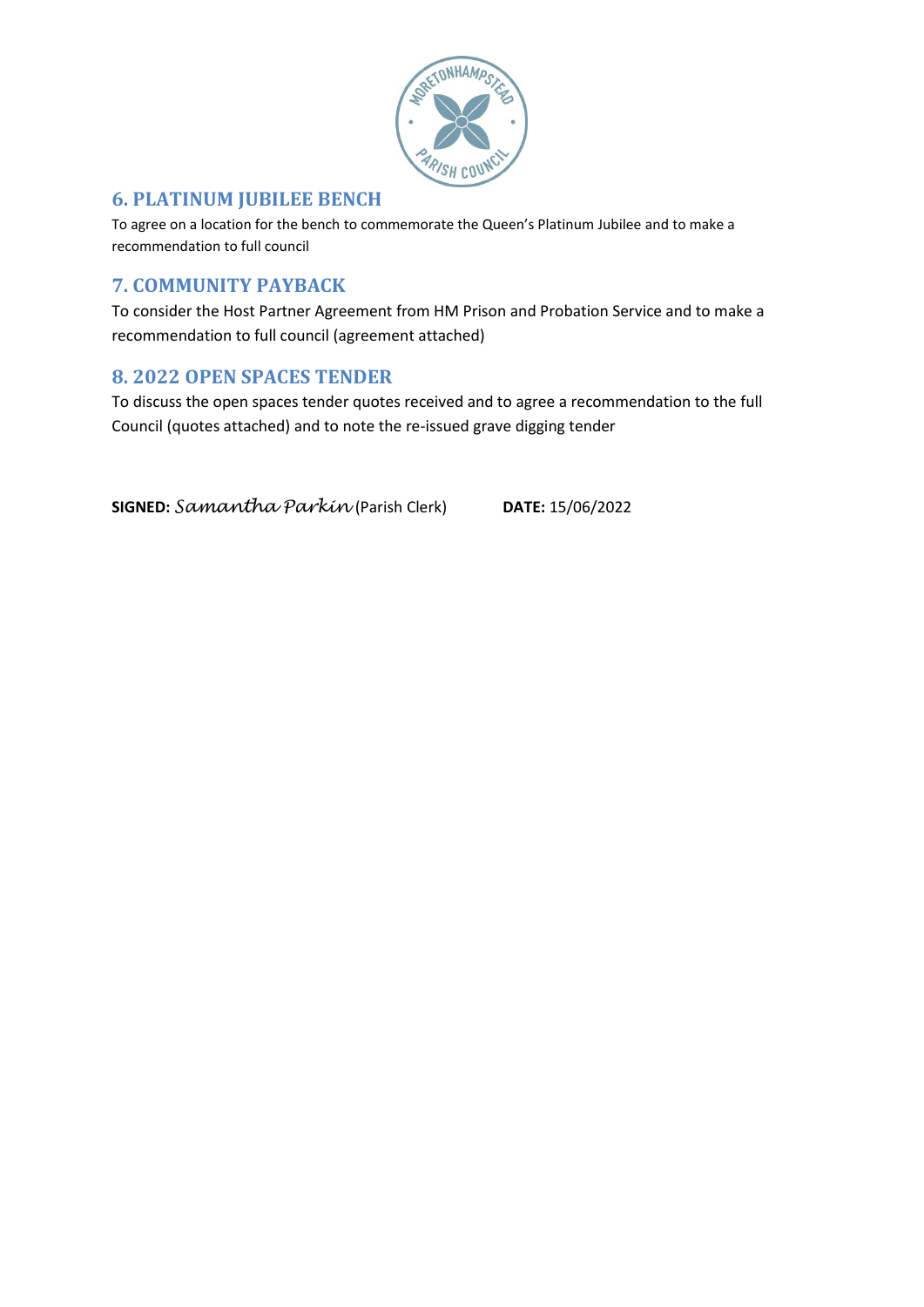## 6. PLATINUM JUBILEE BENCH

To agree on a location for the bench to commemorate the Queen's Platinum Jubilee and to make a recommendation to full council

## 7. COMMUNITY PAYBACK

To consider the Host Partner Agreement from HM Prison and Probation Service and to make a recommendation to full council (agreement attached)

## 8. 2022 OPEN SPACES TENDER

To discuss the open spaces tender quotes received and to agree a recommendation to the full Council (quotes attached) and to note the re-issued grave digging tender

**SIGNED:** *Samantha Parkin* (Parish Clerk) **DATE:** 15/06/2022